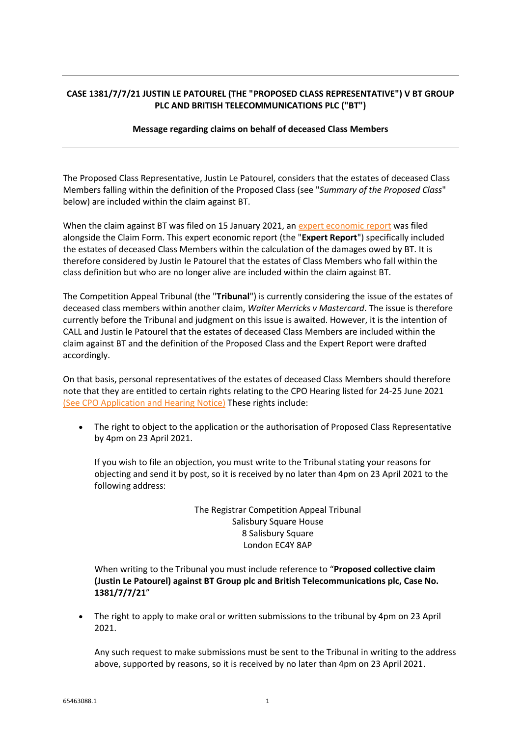**CASE 1381/7/7/21 JUSTIN LE PATOUREL (THE "PROPOSED CLASS REPRESENTATIVE") V BT GROUP PLC AND BRITISH TELECOMMUNICATIONS PLC ("BT")**

**Message regarding claims on behalf of deceased Class Members**

---

The Proposed Class Representative, Justin Le Patourel, considers that the estates of deceased Class Members falling within the definition of the Proposed Class (see "*Summary of the Proposed Class*" below) are included within the claim against BT.

When the claim against BT was filed on 15 January 2021, an expert economic report was filed alongside the Claim Form. This expert economic report (the "**Expert Report**") specifically included the estates of deceased Class Members within the calculation of the damages owed by BT. It is therefore considered by Justin le Patourel that the estates of Class Members who fall within the class definition but who are no longer alive are included within the claim against BT.

The Competition Appeal Tribunal (the "**Tribunal**") is currently considering the issue of the estates of deceased class members within another claim, *Walter Merricks v Mastercard*. The issue is therefore currently before the Tribunal and judgment on this issue is awaited. However, it is the intention of CALL and Justin le Patourel that the estates of deceased Class Members are included within the claim against BT and the definition of the Proposed Class and the Expert Report were drafted accordingly.

On that basis, personal representatives of the estates of deceased Class Members should therefore note that they are entitled to certain rights relating to the CPO Hearing listed for 24-25 June 2021 (See CPO Application and Hearing Notice) These rights include:

- The right to object to the application or the authorisation of Proposed Class Representative by 4pm on 23 April 2021.

  If you wish to file an objection, you must write to the Tribunal stating your reasons for objecting and send it by post, so it is received by no later than 4pm on 23 April 2021 to the following address:

  The Registrar Competition Appeal Tribunal
  Salisbury Square House
  8 Salisbury Square
  London EC4Y 8AP

  When writing to the Tribunal you must include reference to "**Proposed collective claim (Justin Le Patourel) against BT Group plc and British Telecommunications plc, Case No. 1381/7/7/21**"

- The right to apply to make oral or written submissions to the tribunal by 4pm on 23 April 2021.

  Any such request to make submissions must be sent to the Tribunal in writing to the address above, supported by reasons, so it is received by no later than 4pm on 23 April 2021.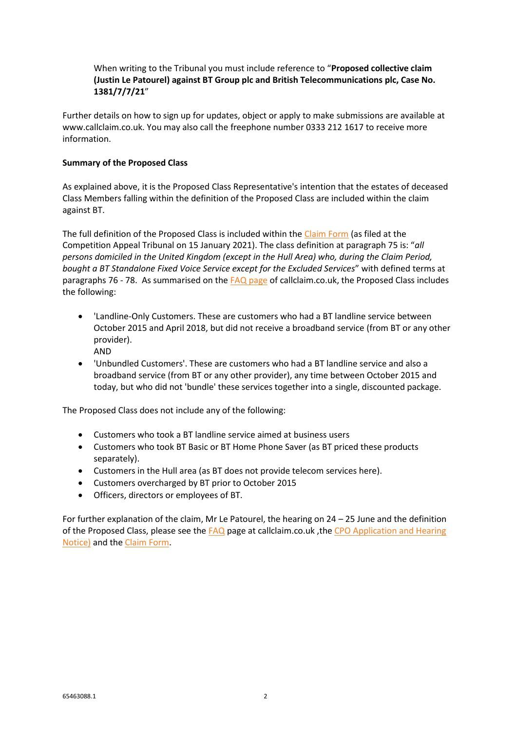When writing to the Tribunal you must include reference to "**Proposed collective claim (Justin Le Patourel) against BT Group plc and British Telecommunications plc, Case No. 1381/7/7/21**"

Further details on how to sign up for updates, object or apply to make submissions are available at www.callclaim.co.uk. You may also call the freephone number 0333 212 1617 to receive more information.

**Summary of the Proposed Class**

As explained above, it is the Proposed Class Representative's intention that the estates of deceased Class Members falling within the definition of the Proposed Class are included within the claim against BT.

The full definition of the Proposed Class is included within the Claim Form (as filed at the Competition Appeal Tribunal on 15 January 2021). The class definition at paragraph 75 is: "*all persons domiciled in the United Kingdom (except in the Hull Area) who, during the Claim Period, bought a BT Standalone Fixed Voice Service except for the Excluded Services*" with defined terms at paragraphs 76 - 78. As summarised on the FAQ page of callclaim.co.uk, the Proposed Class includes the following:

- 'Landline-Only Customers. These are customers who had a BT landline service between October 2015 and April 2018, but did not receive a broadband service (from BT or any other provider).
  AND
- 'Unbundled Customers'. These are customers who had a BT landline service and also a broadband service (from BT or any other provider), any time between October 2015 and today, but who did not 'bundle' these services together into a single, discounted package.

The Proposed Class does not include any of the following:

- Customers who took a BT landline service aimed at business users
- Customers who took BT Basic or BT Home Phone Saver (as BT priced these products separately).
- Customers in the Hull area (as BT does not provide telecom services here).
- Customers overcharged by BT prior to October 2015
- Officers, directors or employees of BT.

For further explanation of the claim, Mr Le Patourel, the hearing on 24 – 25 June and the definition of the Proposed Class, please see the FAQ page at callclaim.co.uk ,the CPO Application and Hearing Notice) and the Claim Form.